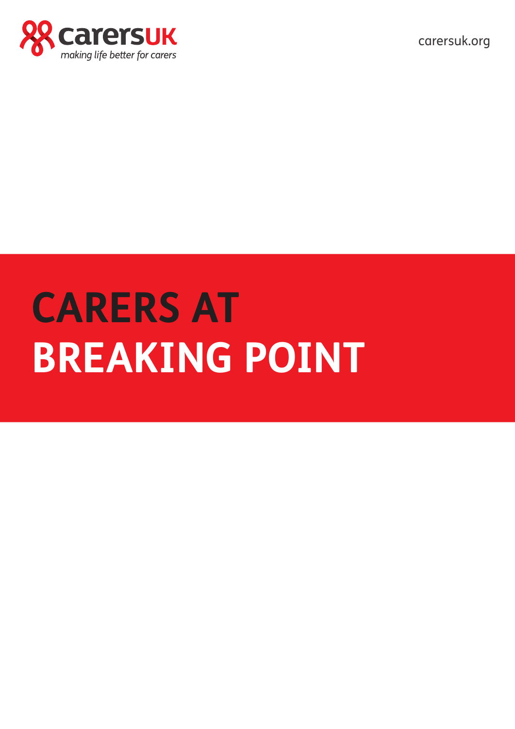carersUK

*making life better for carers*

carersuk.org

# CARERS AT BREAKING POINT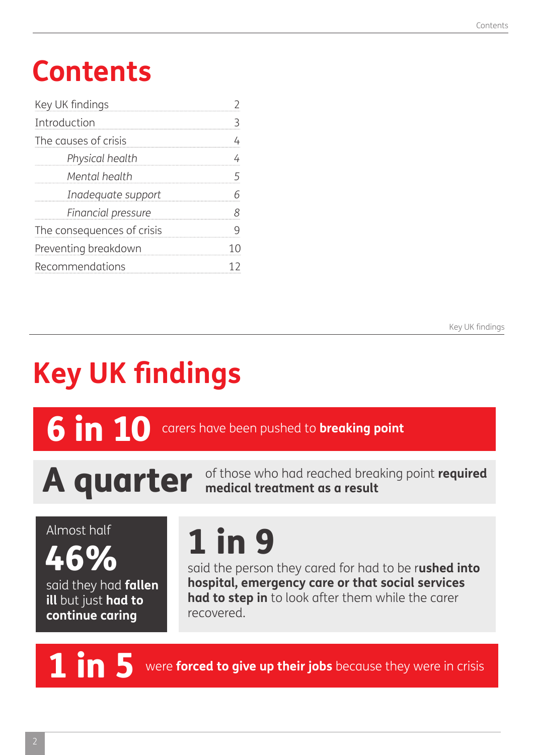# Contents

| | |
|---|---|
| Key UK findings | 2 |
| Introduction | 3 |
| The causes of crisis | 4 |
| *Physical health* | *4* |
| *Mental health* | *5* |
| *Inadequate support* | *6* |
| *Financial pressure* | *8* |
| The consequences of crisis | 9 |
| Preventing breakdown | 10 |
| Recommendations | 12 |

# Key UK findings

**6 in 10** carers have been pushed to **breaking point**

**A quarter** of those who had reached breaking point **required medical treatment as a result**

Almost half **46%** said they had **fallen ill** but just **had to continue caring**

**1 in 9** said the person they cared for had to be r**ushed into hospital, emergency care or that social services had to step in** to look after them while the carer recovered.

**1 in 5** were **forced to give up their jobs** because they were in crisis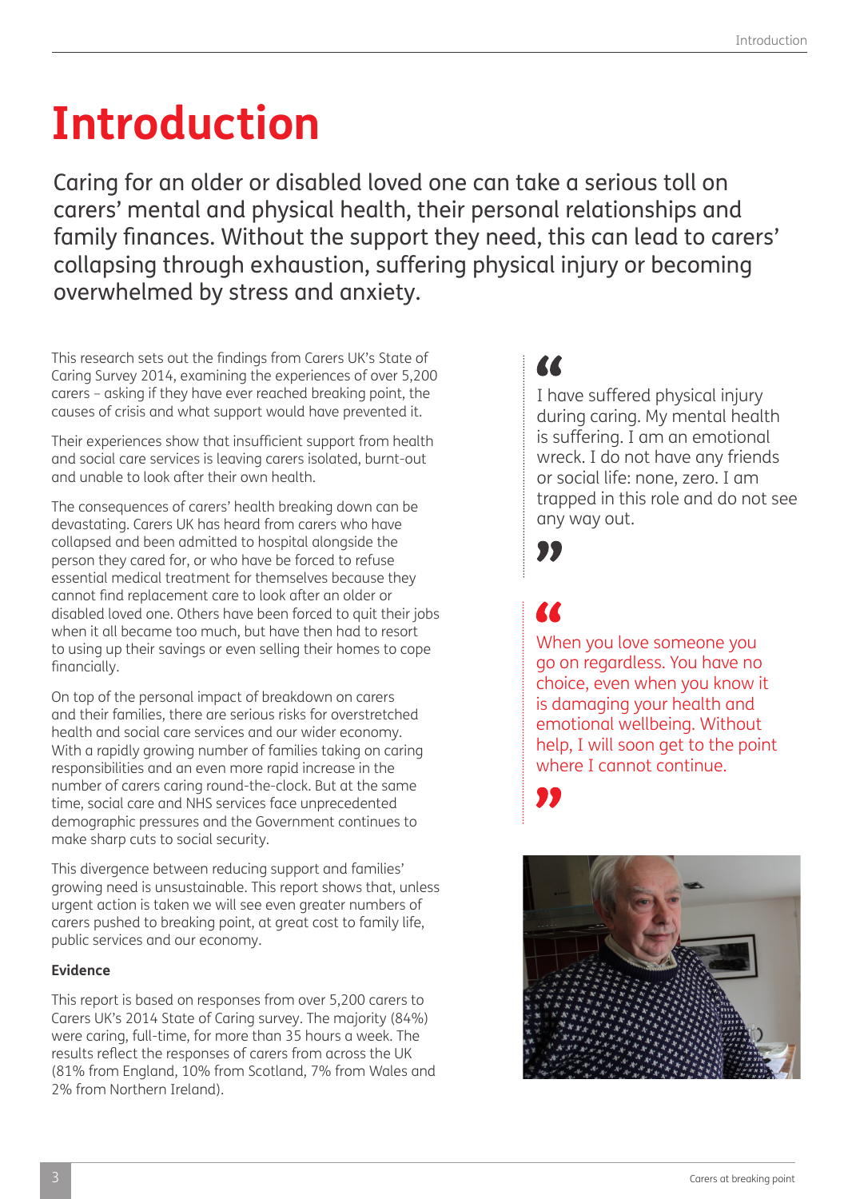# Introduction

Caring for an older or disabled loved one can take a serious toll on carers' mental and physical health, their personal relationships and family finances. Without the support they need, this can lead to carers' collapsing through exhaustion, suffering physical injury or becoming overwhelmed by stress and anxiety.

This research sets out the findings from Carers UK's State of Caring Survey 2014, examining the experiences of over 5,200 carers – asking if they have ever reached breaking point, the causes of crisis and what support would have prevented it.

Their experiences show that insufficient support from health and social care services is leaving carers isolated, burnt-out and unable to look after their own health.

The consequences of carers' health breaking down can be devastating. Carers UK has heard from carers who have collapsed and been admitted to hospital alongside the person they cared for, or who have be forced to refuse essential medical treatment for themselves because they cannot find replacement care to look after an older or disabled loved one. Others have been forced to quit their jobs when it all became too much, but have then had to resort to using up their savings or even selling their homes to cope financially.

On top of the personal impact of breakdown on carers and their families, there are serious risks for overstretched health and social care services and our wider economy. With a rapidly growing number of families taking on caring responsibilities and an even more rapid increase in the number of carers caring round-the-clock. But at the same time, social care and NHS services face unprecedented demographic pressures and the Government continues to make sharp cuts to social security.

This divergence between reducing support and families' growing need is unsustainable. This report shows that, unless urgent action is taken we will see even greater numbers of carers pushed to breaking point, at great cost to family life, public services and our economy.

**Evidence**

This report is based on responses from over 5,200 carers to Carers UK's 2014 State of Caring survey. The majority (84%) were caring, full-time, for more than 35 hours a week. The results reflect the responses of carers from across the UK (81% from England, 10% from Scotland, 7% from Wales and 2% from Northern Ireland).

> "I have suffered physical injury during caring. My mental health is suffering. I am an emotional wreck. I do not have any friends or social life: none, zero. I am trapped in this role and do not see any way out."

> "When you love someone you go on regardless. You have no choice, even when you know it is damaging your health and emotional wellbeing. Without help, I will soon get to the point where I cannot continue."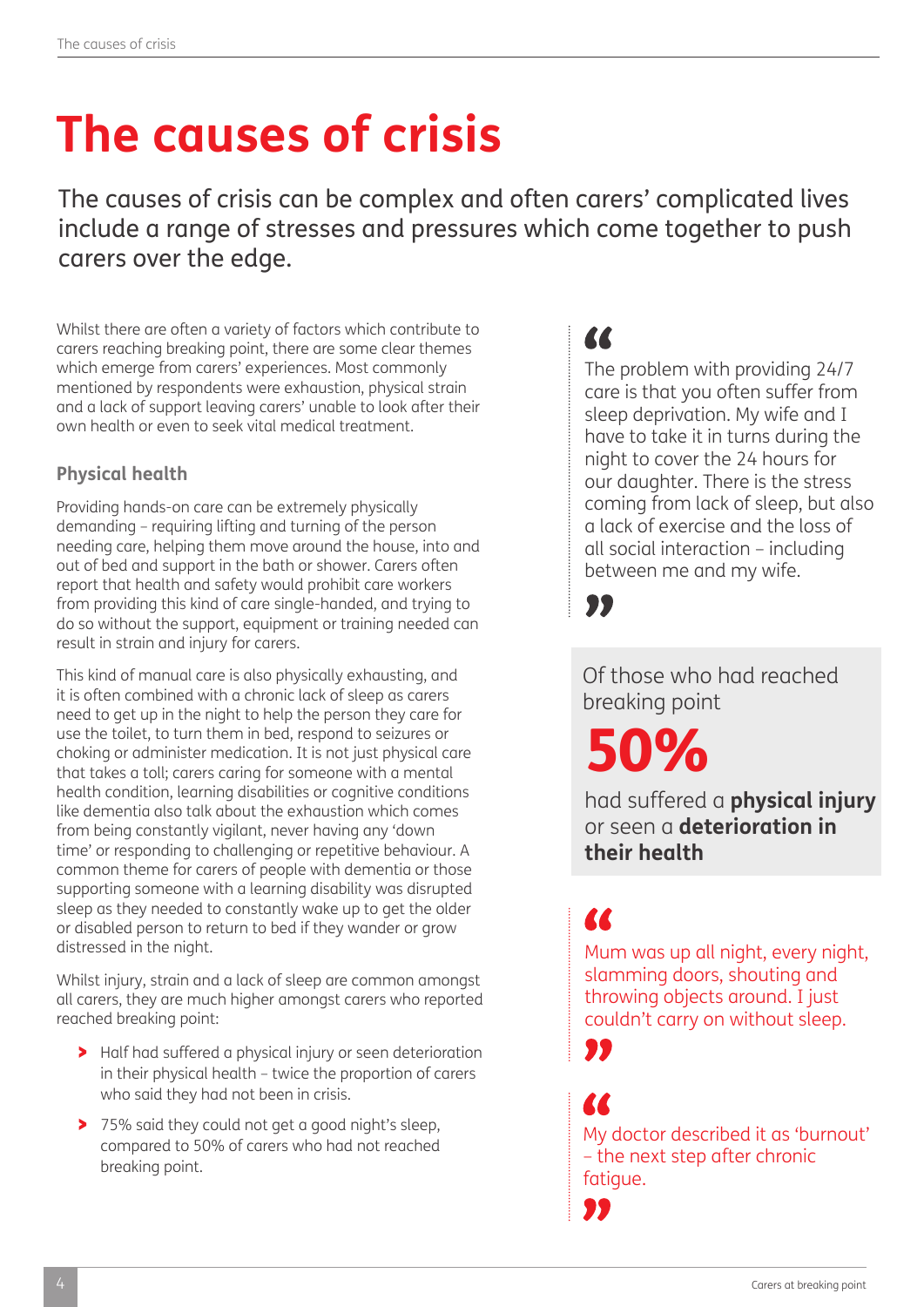# The causes of crisis

The causes of crisis can be complex and often carers' complicated lives include a range of stresses and pressures which come together to push carers over the edge.

Whilst there are often a variety of factors which contribute to carers reaching breaking point, there are some clear themes which emerge from carers' experiences. Most commonly mentioned by respondents were exhaustion, physical strain and a lack of support leaving carers' unable to look after their own health or even to seek vital medical treatment.

### Physical health

Providing hands-on care can be extremely physically demanding – requiring lifting and turning of the person needing care, helping them move around the house, into and out of bed and support in the bath or shower. Carers often report that health and safety would prohibit care workers from providing this kind of care single-handed, and trying to do so without the support, equipment or training needed can result in strain and injury for carers.

This kind of manual care is also physically exhausting, and it is often combined with a chronic lack of sleep as carers need to get up in the night to help the person they care for use the toilet, to turn them in bed, respond to seizures or choking or administer medication. It is not just physical care that takes a toll; carers caring for someone with a mental health condition, learning disabilities or cognitive conditions like dementia also talk about the exhaustion which comes from being constantly vigilant, never having any 'down time' or responding to challenging or repetitive behaviour. A common theme for carers of people with dementia or those supporting someone with a learning disability was disrupted sleep as they needed to constantly wake up to get the older or disabled person to return to bed if they wander or grow distressed in the night.

Whilst injury, strain and a lack of sleep are common amongst all carers, they are much higher amongst carers who reported reached breaking point:

- Half had suffered a physical injury or seen deterioration in their physical health – twice the proportion of carers who said they had not been in crisis.
- 75% said they could not get a good night's sleep, compared to 50% of carers who had not reached breaking point.

> "The problem with providing 24/7 care is that you often suffer from sleep deprivation. My wife and I have to take it in turns during the night to cover the 24 hours for our daughter. There is the stress coming from lack of sleep, but also a lack of exercise and the loss of all social interaction – including between me and my wife."

Of those who had reached breaking point

**50%**

had suffered a **physical injury** or seen a **deterioration in their health**

> "Mum was up all night, every night, slamming doors, shouting and throwing objects around. I just couldn't carry on without sleep."

> "My doctor described it as 'burnout' – the next step after chronic fatigue."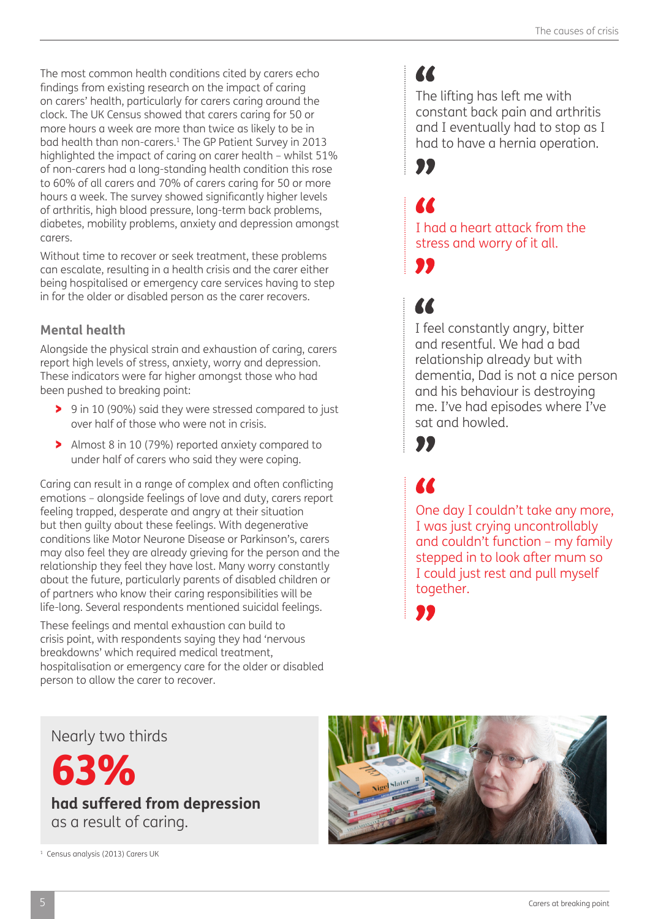The most common health conditions cited by carers echo findings from existing research on the impact of caring on carers' health, particularly for carers caring around the clock. The UK Census showed that carers caring for 50 or more hours a week are more than twice as likely to be in bad health than non-carers.[1] The GP Patient Survey in 2013 highlighted the impact of caring on carer health – whilst 51% of non-carers had a long-standing health condition this rose to 60% of all carers and 70% of carers caring for 50 or more hours a week. The survey showed significantly higher levels of arthritis, high blood pressure, long-term back problems, diabetes, mobility problems, anxiety and depression amongst carers.

Without time to recover or seek treatment, these problems can escalate, resulting in a health crisis and the carer either being hospitalised or emergency care services having to step in for the older or disabled person as the carer recovers.

### Mental health

Alongside the physical strain and exhaustion of caring, carers report high levels of stress, anxiety, worry and depression. These indicators were far higher amongst those who had been pushed to breaking point:

- 9 in 10 (90%) said they were stressed compared to just over half of those who were not in crisis.
- Almost 8 in 10 (79%) reported anxiety compared to under half of carers who said they were coping.

Caring can result in a range of complex and often conflicting emotions – alongside feelings of love and duty, carers report feeling trapped, desperate and angry at their situation but then guilty about these feelings. With degenerative conditions like Motor Neurone Disease or Parkinson's, carers may also feel they are already grieving for the person and the relationship they feel they have lost. Many worry constantly about the future, particularly parents of disabled children or of partners who know their caring responsibilities will be life-long. Several respondents mentioned suicidal feelings.

These feelings and mental exhaustion can build to crisis point, with respondents saying they had 'nervous breakdowns' which required medical treatment, hospitalisation or emergency care for the older or disabled person to allow the carer to recover.

> "The lifting has left me with constant back pain and arthritis and I eventually had to stop as I had to have a hernia operation."

> "I had a heart attack from the stress and worry of it all."

> "I feel constantly angry, bitter and resentful. We had a bad relationship already but with dementia, Dad is not a nice person and his behaviour is destroying me. I've had episodes where I've sat and howled."

> "One day I couldn't take any more, I was just crying uncontrollably and couldn't function – my family stepped in to look after mum so I could just rest and pull myself together."

Nearly two thirds

**63%**

**had suffered from depression** as a result of caring.

[1] Census analysis (2013) Carers UK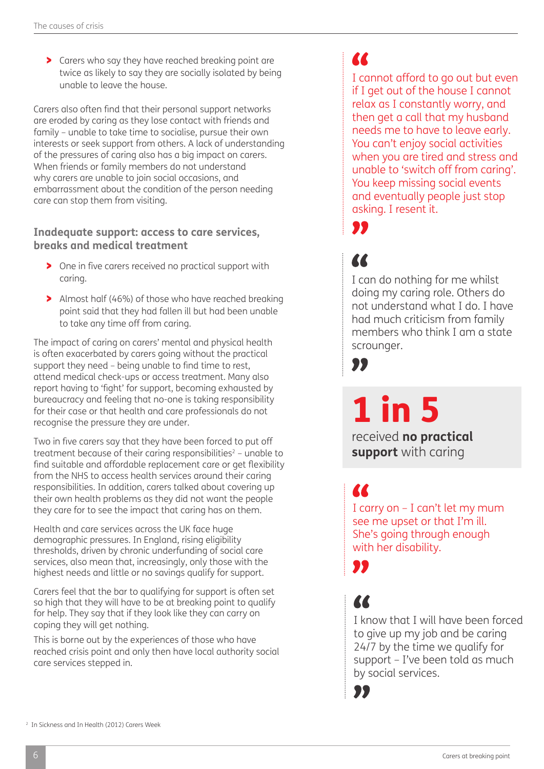- Carers who say they have reached breaking point are twice as likely to say they are socially isolated by being unable to leave the house.

Carers also often find that their personal support networks are eroded by caring as they lose contact with friends and family – unable to take time to socialise, pursue their own interests or seek support from others. A lack of understanding of the pressures of caring also has a big impact on carers. When friends or family members do not understand why carers are unable to join social occasions, and embarrassment about the condition of the person needing care can stop them from visiting.

### Inadequate support: access to care services, breaks and medical treatment

- One in five carers received no practical support with caring.
- Almost half (46%) of those who have reached breaking point said that they had fallen ill but had been unable to take any time off from caring.

The impact of caring on carers' mental and physical health is often exacerbated by carers going without the practical support they need – being unable to find time to rest, attend medical check-ups or access treatment. Many also report having to 'fight' for support, becoming exhausted by bureaucracy and feeling that no-one is taking responsibility for their case or that health and care professionals do not recognise the pressure they are under.

Two in five carers say that they have been forced to put off treatment because of their caring responsibilities[2] – unable to find suitable and affordable replacement care or get flexibility from the NHS to access health services around their caring responsibilities. In addition, carers talked about covering up their own health problems as they did not want the people they care for to see the impact that caring has on them.

Health and care services across the UK face huge demographic pressures. In England, rising eligibility thresholds, driven by chronic underfunding of social care services, also mean that, increasingly, only those with the highest needs and little or no savings qualify for support.

Carers feel that the bar to qualifying for support is often set so high that they will have to be at breaking point to qualify for help. They say that if they look like they can carry on coping they will get nothing.

This is borne out by the experiences of those who have reached crisis point and only then have local authority social care services stepped in.

> "I cannot afford to go out but even if I get out of the house I cannot relax as I constantly worry, and then get a call that my husband needs me to have to leave early. You can't enjoy social activities when you are tired and stress and unable to 'switch off from caring'. You keep missing social events and eventually people just stop asking. I resent it."

> "I can do nothing for me whilst doing my caring role. Others do not understand what I do. I have had much criticism from family members who think I am a state scrounger."

**1 in 5**
received **no practical support** with caring

> "I carry on – I can't let my mum see me upset or that I'm ill. She's going through enough with her disability."

> "I know that I will have been forced to give up my job and be caring 24/7 by the time we qualify for support – I've been told as much by social services."

[2] In Sickness and In Health (2012) Carers Week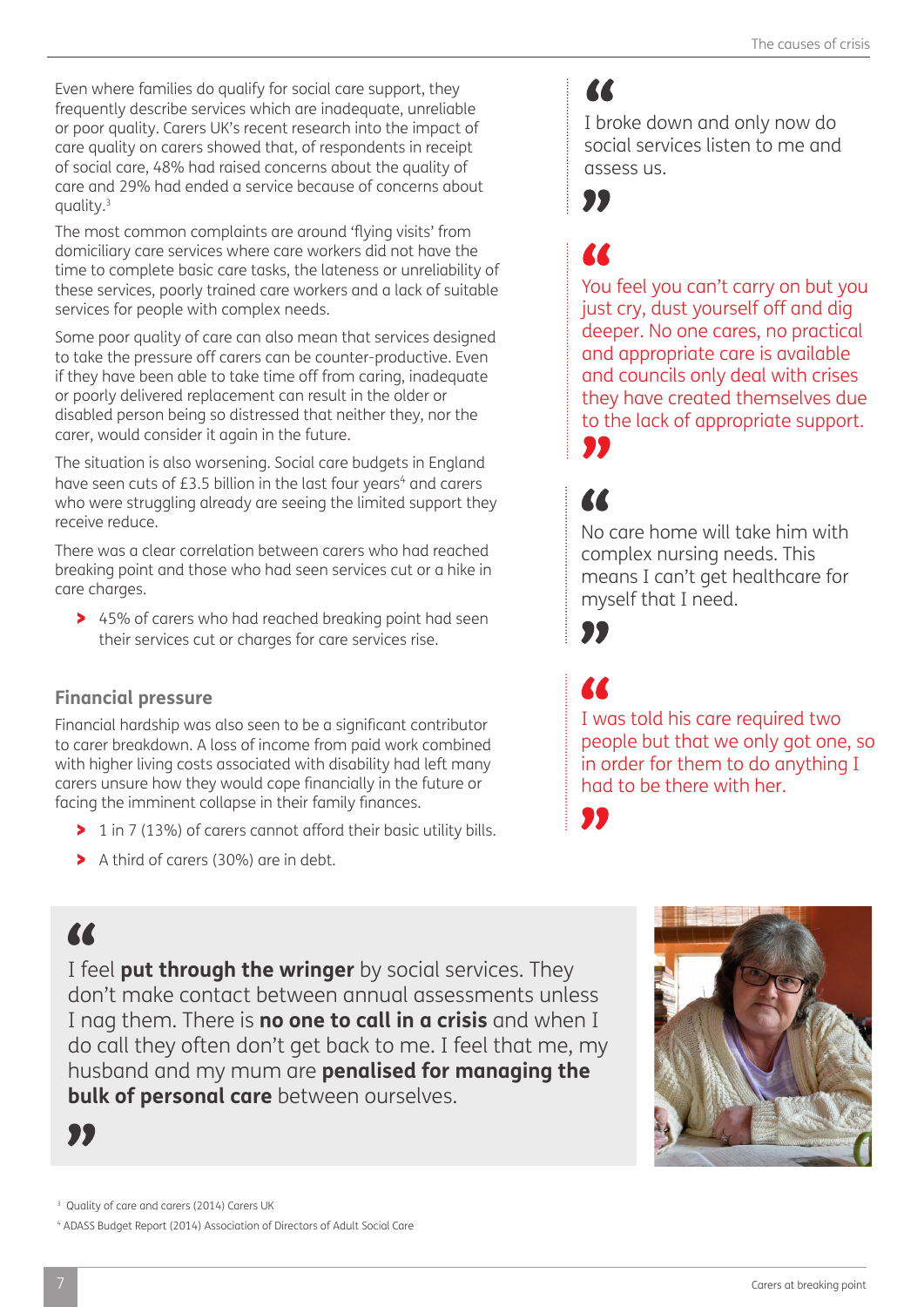Even where families do qualify for social care support, they frequently describe services which are inadequate, unreliable or poor quality. Carers UK's recent research into the impact of care quality on carers showed that, of respondents in receipt of social care, 48% had raised concerns about the quality of care and 29% had ended a service because of concerns about quality.[3]

The most common complaints are around 'flying visits' from domiciliary care services where care workers did not have the time to complete basic care tasks, the lateness or unreliability of these services, poorly trained care workers and a lack of suitable services for people with complex needs.

Some poor quality of care can also mean that services designed to take the pressure off carers can be counter-productive. Even if they have been able to take time off from caring, inadequate or poorly delivered replacement care can result in the older or disabled person being so distressed that neither they, nor the carer, would consider it again in the future.

The situation is also worsening. Social care budgets in England have seen cuts of £3.5 billion in the last four years[4] and carers who were struggling already are seeing the limited support they receive reduce.

There was a clear correlation between carers who had reached breaking point and those who had seen services cut or a hike in care charges.

- 45% of carers who had reached breaking point had seen their services cut or charges for care services rise.

### Financial pressure

Financial hardship was also seen to be a significant contributor to carer breakdown. A loss of income from paid work combined with higher living costs associated with disability had left many carers unsure how they would cope financially in the future or facing the imminent collapse in their family finances.

- 1 in 7 (13%) of carers cannot afford their basic utility bills.
- A third of carers (30%) are in debt.

> "I broke down and only now do social services listen to me and assess us."

> "You feel you can't carry on but you just cry, dust yourself off and dig deeper. No one cares, no practical and appropriate care is available and councils only deal with crises they have created themselves due to the lack of appropriate support."

> "No care home will take him with complex nursing needs. This means I can't get healthcare for myself that I need."

> "I was told his care required two people but that we only got one, so in order for them to do anything I had to be there with her."

> "I feel **put through the wringer** by social services. They don't make contact between annual assessments unless I nag them. There is **no one to call in a crisis** and when I do call they often don't get back to me. I feel that me, my husband and my mum are **penalised for managing the bulk of personal care** between ourselves."

[3] Quality of care and carers (2014) Carers UK

[4] ADASS Budget Report (2014) Association of Directors of Adult Social Care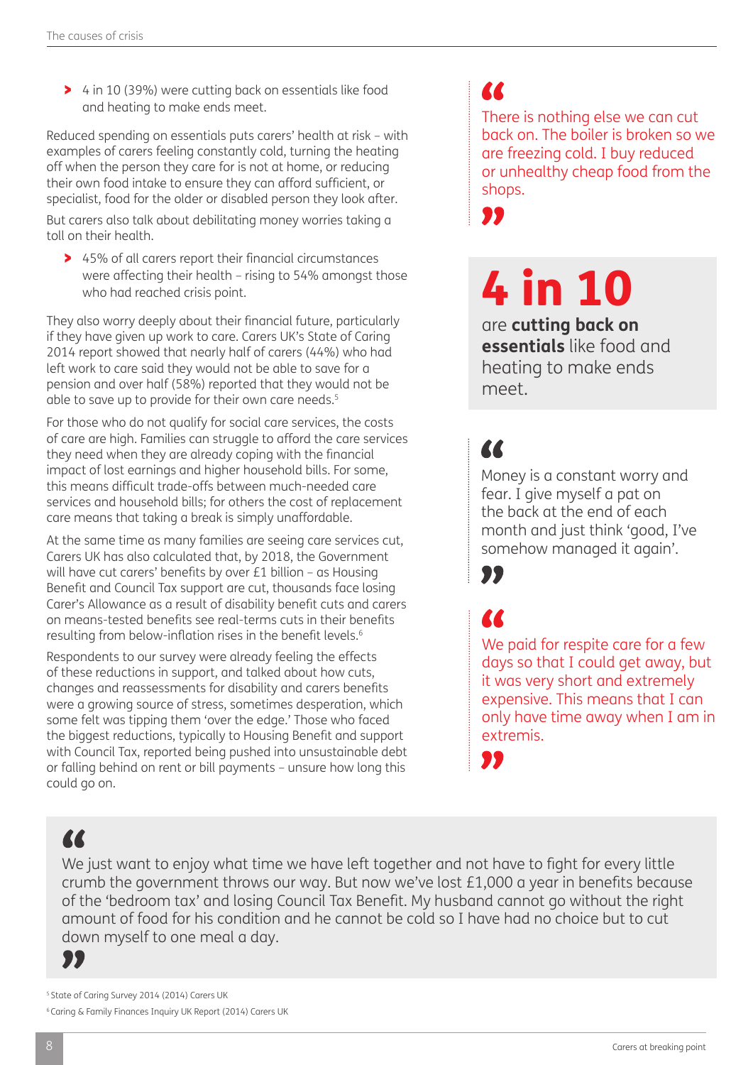- 4 in 10 (39%) were cutting back on essentials like food and heating to make ends meet.

Reduced spending on essentials puts carers' health at risk – with examples of carers feeling constantly cold, turning the heating off when the person they care for is not at home, or reducing their own food intake to ensure they can afford sufficient, or specialist, food for the older or disabled person they look after.

But carers also talk about debilitating money worries taking a toll on their health.

- 45% of all carers report their financial circumstances were affecting their health – rising to 54% amongst those who had reached crisis point.

They also worry deeply about their financial future, particularly if they have given up work to care. Carers UK's State of Caring 2014 report showed that nearly half of carers (44%) who had left work to care said they would not be able to save for a pension and over half (58%) reported that they would not be able to save up to provide for their own care needs.[5]

For those who do not qualify for social care services, the costs of care are high. Families can struggle to afford the care services they need when they are already coping with the financial impact of lost earnings and higher household bills. For some, this means difficult trade-offs between much-needed care services and household bills; for others the cost of replacement care means that taking a break is simply unaffordable.

At the same time as many families are seeing care services cut, Carers UK has also calculated that, by 2018, the Government will have cut carers' benefits by over £1 billion – as Housing Benefit and Council Tax support are cut, thousands face losing Carer's Allowance as a result of disability benefit cuts and carers on means-tested benefits see real-terms cuts in their benefits resulting from below-inflation rises in the benefit levels.[6]

Respondents to our survey were already feeling the effects of these reductions in support, and talked about how cuts, changes and reassessments for disability and carers benefits were a growing source of stress, sometimes desperation, which some felt was tipping them 'over the edge.' Those who faced the biggest reductions, typically to Housing Benefit and support with Council Tax, reported being pushed into unsustainable debt or falling behind on rent or bill payments – unsure how long this could go on.

> "There is nothing else we can cut back on. The boiler is broken so we are freezing cold. I buy reduced or unhealthy cheap food from the shops."

**4 in 10**

are **cutting back on essentials** like food and heating to make ends meet.

> "Money is a constant worry and fear. I give myself a pat on the back at the end of each month and just think 'good, I've somehow managed it again'."

> "We paid for respite care for a few days so that I could get away, but it was very short and extremely expensive. This means that I can only have time away when I am in extremis."

> "We just want to enjoy what time we have left together and not have to fight for every little crumb the government throws our way. But now we've lost £1,000 a year in benefits because of the 'bedroom tax' and losing Council Tax Benefit. My husband cannot go without the right amount of food for his condition and he cannot be cold so I have had no choice but to cut down myself to one meal a day."

[5] State of Caring Survey 2014 (2014) Carers UK

[6] Caring & Family Finances Inquiry UK Report (2014) Carers UK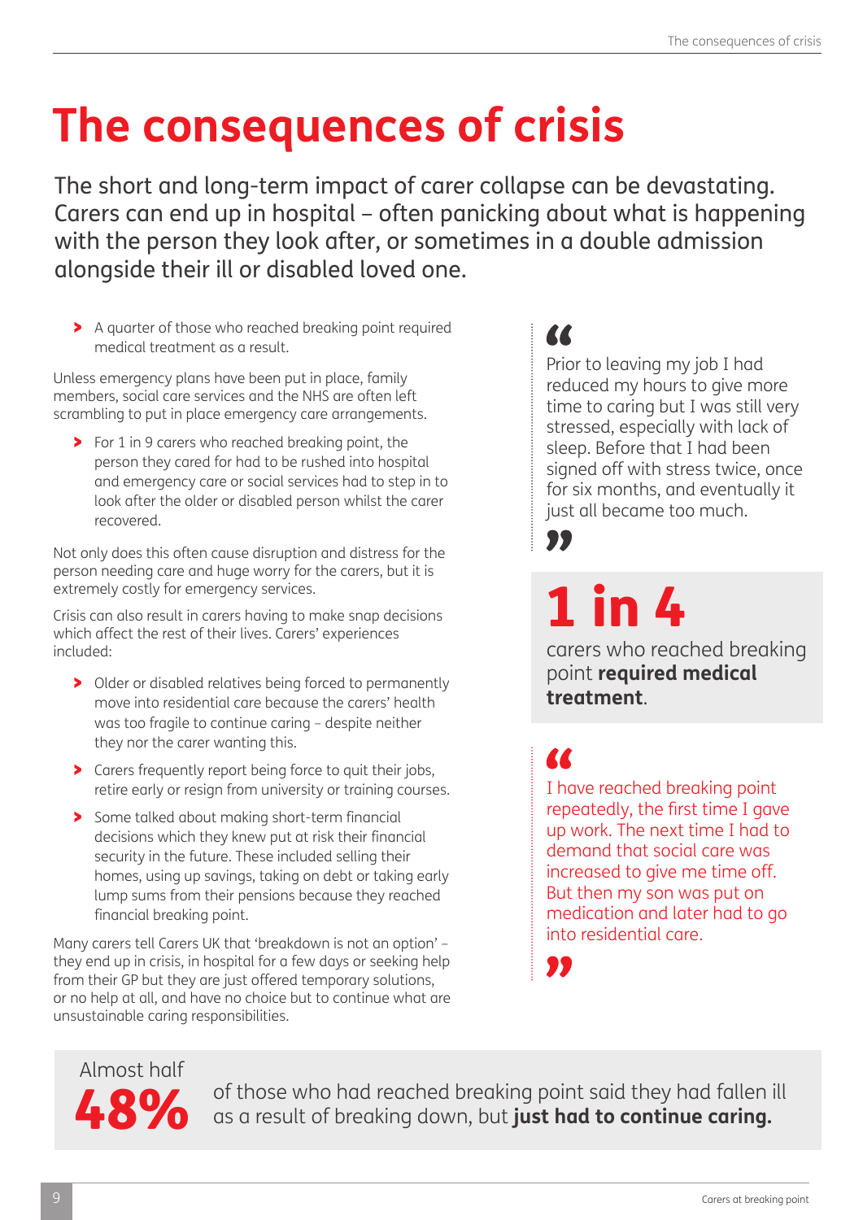# The consequences of crisis

The short and long-term impact of carer collapse can be devastating. Carers can end up in hospital – often panicking about what is happening with the person they look after, or sometimes in a double admission alongside their ill or disabled loved one.

- A quarter of those who reached breaking point required medical treatment as a result.

Unless emergency plans have been put in place, family members, social care services and the NHS are often left scrambling to put in place emergency care arrangements.

- For 1 in 9 carers who reached breaking point, the person they cared for had to be rushed into hospital and emergency care or social services had to step in to look after the older or disabled person whilst the carer recovered.

Not only does this often cause disruption and distress for the person needing care and huge worry for the carers, but it is extremely costly for emergency services.

Crisis can also result in carers having to make snap decisions which affect the rest of their lives. Carers' experiences included:

- Older or disabled relatives being forced to permanently move into residential care because the carers' health was too fragile to continue caring – despite neither they nor the carer wanting this.
- Carers frequently report being force to quit their jobs, retire early or resign from university or training courses.
- Some talked about making short-term financial decisions which they knew put at risk their financial security in the future. These included selling their homes, using up savings, taking on debt or taking early lump sums from their pensions because they reached financial breaking point.

Many carers tell Carers UK that 'breakdown is not an option' – they end up in crisis, in hospital for a few days or seeking help from their GP but they are just offered temporary solutions, or no help at all, and have no choice but to continue what are unsustainable caring responsibilities.

> "Prior to leaving my job I had reduced my hours to give more time to caring but I was still very stressed, especially with lack of sleep. Before that I had been signed off with stress twice, once for six months, and eventually it just all became too much."

**1 in 4**

carers who reached breaking point **required medical treatment**.

> "I have reached breaking point repeatedly, the first time I gave up work. The next time I had to demand that social care was increased to give me time off. But then my son was put on medication and later had to go into residential care."

Almost half

**48%** of those who had reached breaking point said they had fallen ill as a result of breaking down, but **just had to continue caring.**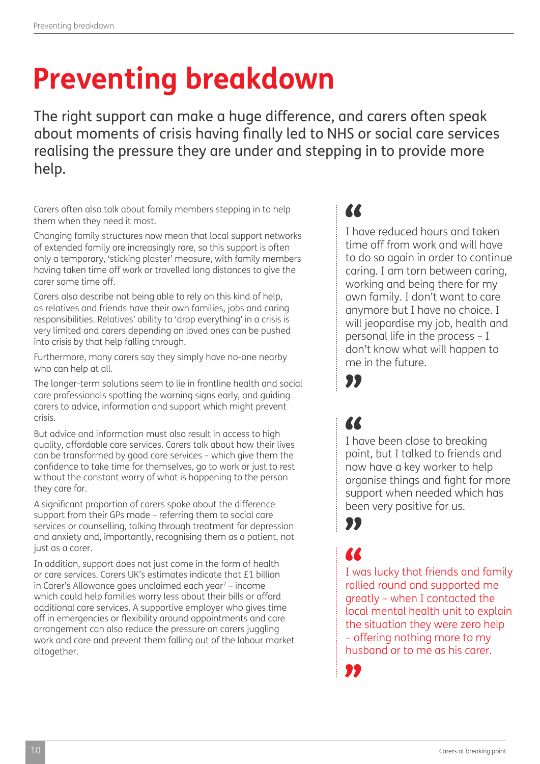# Preventing breakdown

The right support can make a huge difference, and carers often speak about moments of crisis having finally led to NHS or social care services realising the pressure they are under and stepping in to provide more help.

Carers often also talk about family members stepping in to help them when they need it most.

Changing family structures now mean that local support networks of extended family are increasingly rare, so this support is often only a temporary, 'sticking plaster' measure, with family members having taken time off work or travelled long distances to give the carer some time off.

Carers also describe not being able to rely on this kind of help, as relatives and friends have their own families, jobs and caring responsibilities. Relatives' ability to 'drop everything' in a crisis is very limited and carers depending on loved ones can be pushed into crisis by that help falling through.

Furthermore, many carers say they simply have no-one nearby who can help at all.

The longer-term solutions seem to lie in frontline health and social care professionals spotting the warning signs early, and guiding carers to advice, information and support which might prevent crisis.

But advice and information must also result in access to high quality, affordable care services. Carers talk about how their lives can be transformed by good care services – which give them the confidence to take time for themselves, go to work or just to rest without the constant worry of what is happening to the person they care for.

A significant proportion of carers spoke about the difference support from their GPs made – referring them to social care services or counselling, talking through treatment for depression and anxiety and, importantly, recognising them as a patient, not just as a carer.

In addition, support does not just come in the form of health or care services. Carers UK's estimates indicate that £1 billion in Carer's Allowance goes unclaimed each year[7] – income which could help families worry less about their bills or afford additional care services. A supportive employer who gives time off in emergencies or flexibility around appointments and care arrangement can also reduce the pressure on carers juggling work and care and prevent them falling out of the labour market altogether.

> "I have reduced hours and taken time off from work and will have to do so again in order to continue caring. I am torn between caring, working and being there for my own family. I don't want to care anymore but I have no choice. I will jeopardise my job, health and personal life in the process – I don't know what will happen to me in the future."

> "I have been close to breaking point, but I talked to friends and now have a key worker to help organise things and fight for more support when needed which has been very positive for us."

> "I was lucky that friends and family rallied round and supported me greatly – when I contacted the local mental health unit to explain the situation they were zero help – offering nothing more to my husband or to me as his carer."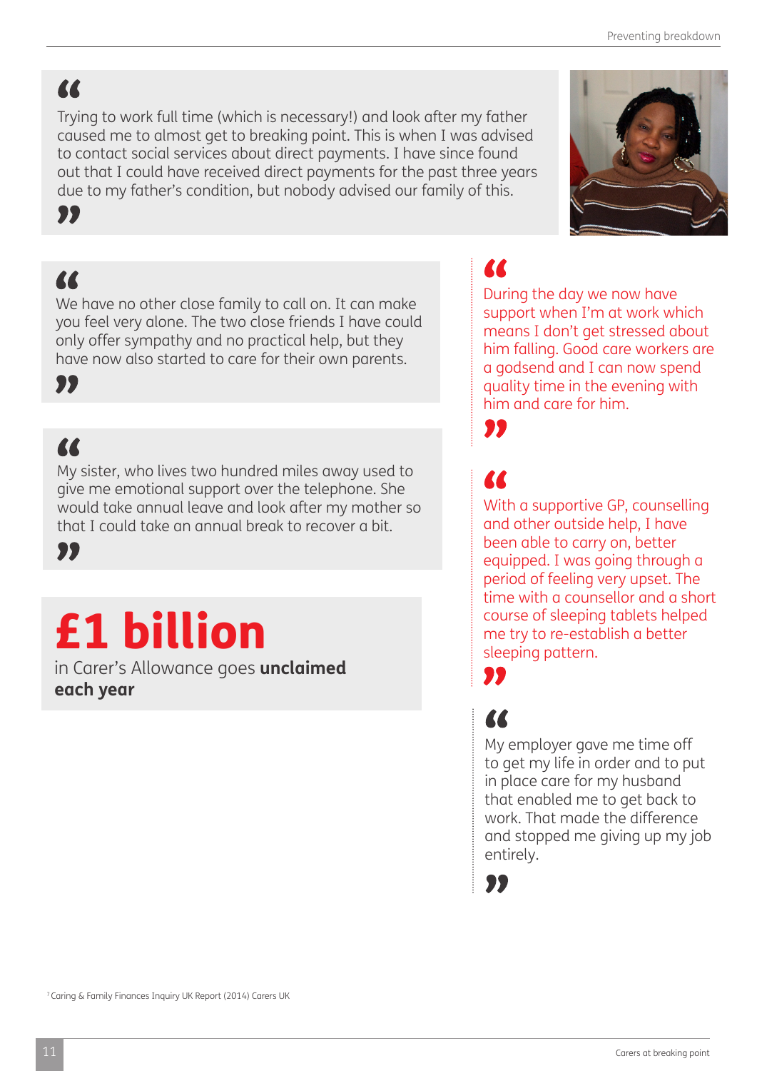> Trying to work full time (which is necessary!) and look after my father caused me to almost get to breaking point. This is when I was advised to contact social services about direct payments. I have since found out that I could have received direct payments for the past three years due to my father's condition, but nobody advised our family of this.

> We have no other close family to call on. It can make you feel very alone. The two close friends I have could only offer sympathy and no practical help, but they have now also started to care for their own parents.

> My sister, who lives two hundred miles away used to give me emotional support over the telephone. She would take annual leave and look after my mother so that I could take an annual break to recover a bit.

**£1 billion**

in Carer's Allowance goes **unclaimed each year**

> During the day we now have support when I'm at work which means I don't get stressed about him falling. Good care workers are a godsend and I can now spend quality time in the evening with him and care for him.

> With a supportive GP, counselling and other outside help, I have been able to carry on, better equipped. I was going through a period of feeling very upset. The time with a counsellor and a short course of sleeping tablets helped me try to re-establish a better sleeping pattern.

> My employer gave me time off to get my life in order and to put in place care for my husband that enabled me to get back to work. That made the difference and stopped me giving up my job entirely.

[7] Caring & Family Finances Inquiry UK Report (2014) Carers UK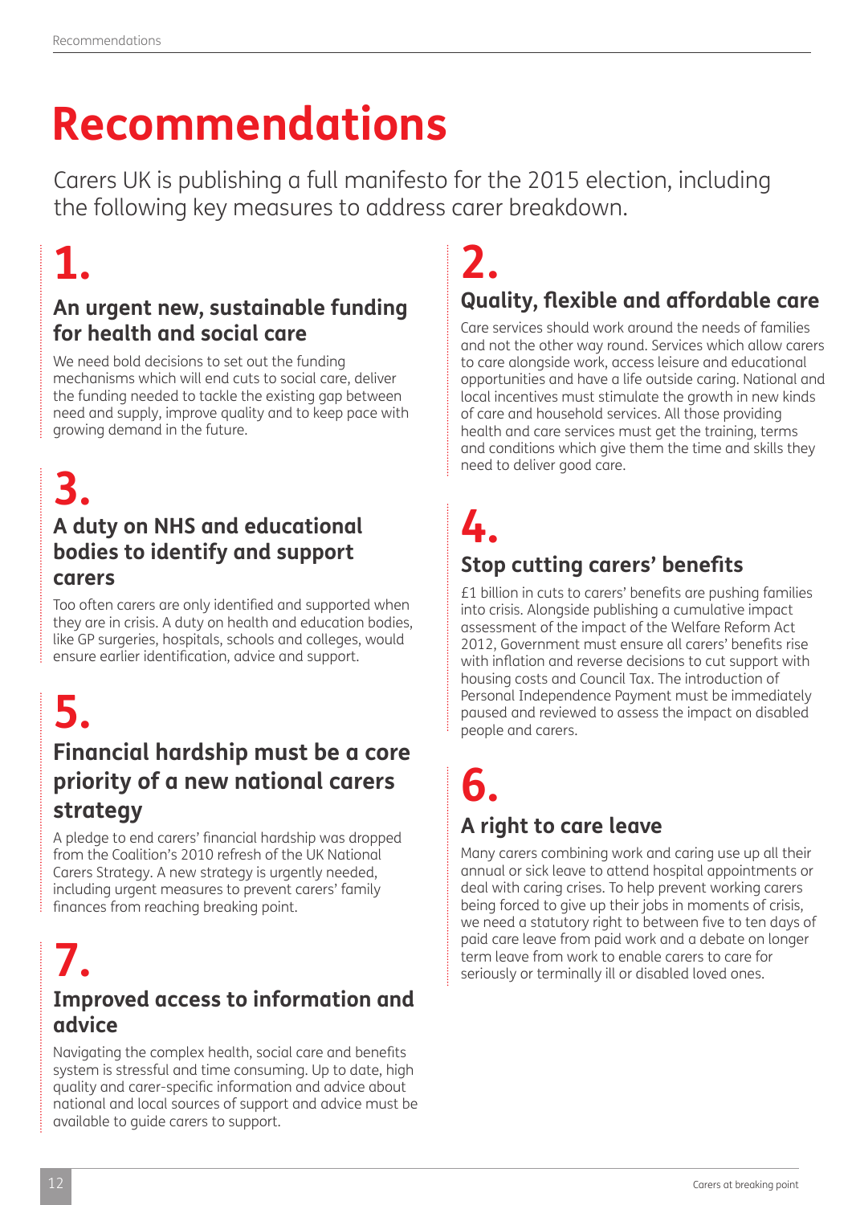# Recommendations

Carers UK is publishing a full manifesto for the 2015 election, including the following key measures to address carer breakdown.

## 1.

### An urgent new, sustainable funding for health and social care

We need bold decisions to set out the funding mechanisms which will end cuts to social care, deliver the funding needed to tackle the existing gap between need and supply, improve quality and to keep pace with growing demand in the future.

## 2.

### Quality, flexible and affordable care

Care services should work around the needs of families and not the other way round. Services which allow carers to care alongside work, access leisure and educational opportunities and have a life outside caring. National and local incentives must stimulate the growth in new kinds of care and household services. All those providing health and care services must get the training, terms and conditions which give them the time and skills they need to deliver good care.

## 3.

### A duty on NHS and educational bodies to identify and support carers

Too often carers are only identified and supported when they are in crisis. A duty on health and education bodies, like GP surgeries, hospitals, schools and colleges, would ensure earlier identification, advice and support.

## 4.

### Stop cutting carers' benefits

£1 billion in cuts to carers' benefits are pushing families into crisis. Alongside publishing a cumulative impact assessment of the impact of the Welfare Reform Act 2012, Government must ensure all carers' benefits rise with inflation and reverse decisions to cut support with housing costs and Council Tax. The introduction of Personal Independence Payment must be immediately paused and reviewed to assess the impact on disabled people and carers.

## 5.

### Financial hardship must be a core priority of a new national carers strategy

A pledge to end carers' financial hardship was dropped from the Coalition's 2010 refresh of the UK National Carers Strategy. A new strategy is urgently needed, including urgent measures to prevent carers' family finances from reaching breaking point.

## 6.

### A right to care leave

Many carers combining work and caring use up all their annual or sick leave to attend hospital appointments or deal with caring crises. To help prevent working carers being forced to give up their jobs in moments of crisis, we need a statutory right to between five to ten days of paid care leave from paid work and a debate on longer term leave from work to enable carers to care for seriously or terminally ill or disabled loved ones.

## 7.

### Improved access to information and advice

Navigating the complex health, social care and benefits system is stressful and time consuming. Up to date, high quality and carer-specific information and advice about national and local sources of support and advice must be available to guide carers to support.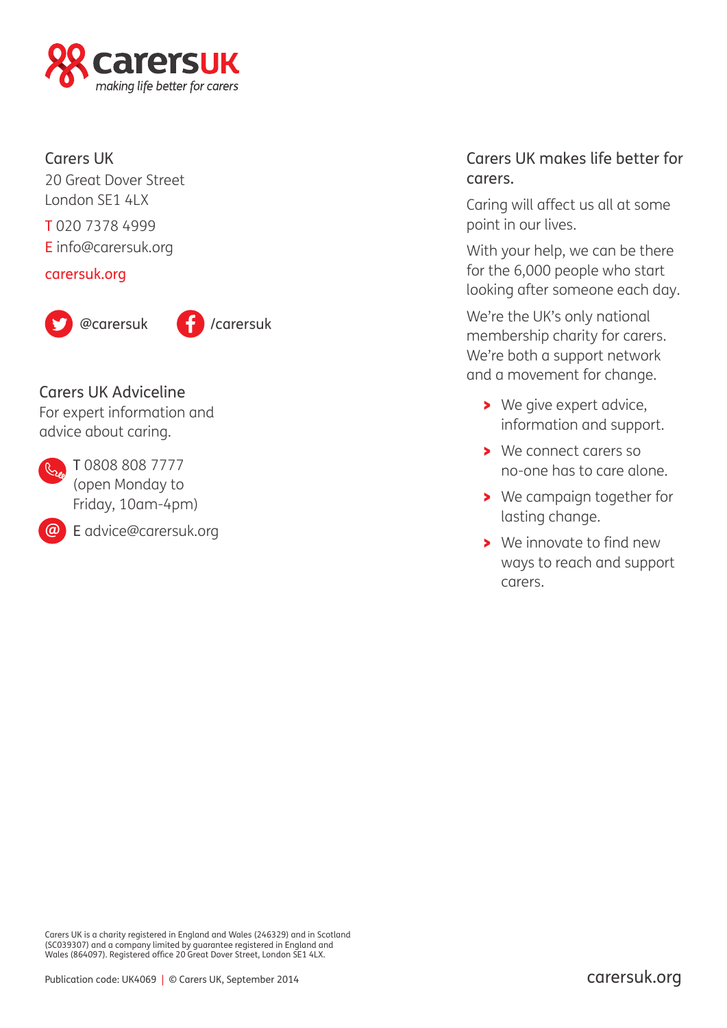carersUK
*making life better for carers*

Carers UK
20 Great Dover Street
London SE1 4LX

T 020 7378 4999
E info@carersuk.org

carersuk.org

@carersuk    /carersuk

## Carers UK Adviceline

For expert information and advice about caring.

T 0808 808 7777
(open Monday to Friday, 10am-4pm)

E advice@carersuk.org

## Carers UK makes life better for carers.

Caring will affect us all at some point in our lives.

With your help, we can be there for the 6,000 people who start looking after someone each day.

We're the UK's only national membership charity for carers. We're both a support network and a movement for change.

- We give expert advice, information and support.
- We connect carers so no-one has to care alone.
- We campaign together for lasting change.
- We innovate to find new ways to reach and support carers.

Carers UK is a charity registered in England and Wales (246329) and in Scotland (SC039307) and a company limited by guarantee registered in England and Wales (864097). Registered office 20 Great Dover Street, London SE1 4LX.

Publication code: UK4069 | © Carers UK, September 2014

carersuk.org